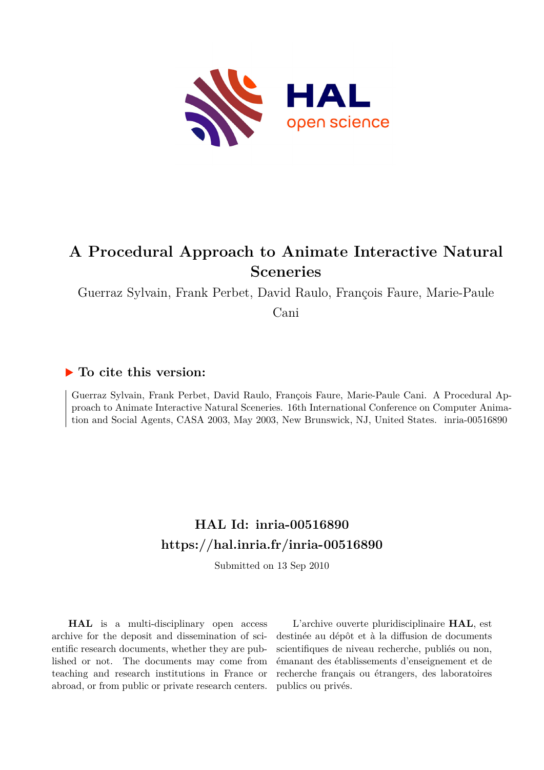# A Procedural Approach to Animate Interactive Natural Sceneries

Guerraz Sylvain, Frank Perbet, David Raulo, François Faure, Marie-Paule Cani

## ▶ To cite this version:

Guerraz Sylvain, Frank Perbet, David Raulo, François Faure, Marie-Paule Cani. A Procedural Approach to Animate Interactive Natural Sceneries. 16th International Conference on Computer Animation and Social Agents, CASA 2003, May 2003, New Brunswick, NJ, United States. inria-00516890

## HAL Id: inria-00516890

## https://hal.inria.fr/inria-00516890

Submitted on 13 Sep 2010

**HAL** is a multi-disciplinary open access archive for the deposit and dissemination of scientific research documents, whether they are published or not. The documents may come from teaching and research institutions in France or abroad, or from public or private research centers.

L'archive ouverte pluridisciplinaire **HAL**, est destinée au dépôt et à la diffusion de documents scientifiques de niveau recherche, publiés ou non, émanant des établissements d'enseignement et de recherche français ou étrangers, des laboratoires publics ou privés.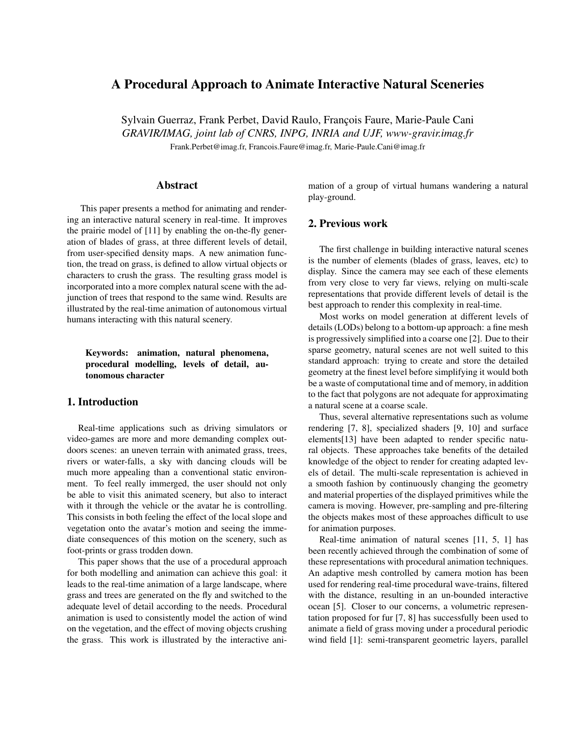# A Procedural Approach to Animate Interactive Natural Sceneries

Sylvain Guerraz, Frank Perbet, David Raulo, François Faure, Marie-Paule Cani
*GRAVIR/IMAG, joint lab of CNRS, INPG, INRIA and UJF, www-gravir.imag.fr*
Frank.Perbet@imag.fr, Francois.Faure@imag.fr, Marie-Paule.Cani@imag.fr

## Abstract

This paper presents a method for animating and rendering an interactive natural scenery in real-time. It improves the prairie model of [11] by enabling the on-the-fly generation of blades of grass, at three different levels of detail, from user-specified density maps. A new animation function, the tread on grass, is defined to allow virtual objects or characters to crush the grass. The resulting grass model is incorporated into a more complex natural scene with the adjunction of trees that respond to the same wind. Results are illustrated by the real-time animation of autonomous virtual humans interacting with this natural scenery.

**Keywords: animation, natural phenomena, procedural modelling, levels of detail, autonomous character**

## 1. Introduction

Real-time applications such as driving simulators or video-games are more and more demanding complex outdoors scenes: an uneven terrain with animated grass, trees, rivers or water-falls, a sky with dancing clouds will be much more appealing than a conventional static environment. To feel really immerged, the user should not only be able to visit this animated scenery, but also to interact with it through the vehicle or the avatar he is controlling. This consists in both feeling the effect of the local slope and vegetation onto the avatar's motion and seeing the immediate consequences of this motion on the scenery, such as foot-prints or grass trodden down.

This paper shows that the use of a procedural approach for both modelling and animation can achieve this goal: it leads to the real-time animation of a large landscape, where grass and trees are generated on the fly and switched to the adequate level of detail according to the needs. Procedural animation is used to consistently model the action of wind on the vegetation, and the effect of moving objects crushing the grass. This work is illustrated by the interactive animation of a group of virtual humans wandering a natural play-ground.

## 2. Previous work

The first challenge in building interactive natural scenes is the number of elements (blades of grass, leaves, etc) to display. Since the camera may see each of these elements from very close to very far views, relying on multi-scale representations that provide different levels of detail is the best approach to render this complexity in real-time.

Most works on model generation at different levels of details (LODs) belong to a bottom-up approach: a fine mesh is progressively simplified into a coarse one [2]. Due to their sparse geometry, natural scenes are not well suited to this standard approach: trying to create and store the detailed geometry at the finest level before simplifying it would both be a waste of computational time and of memory, in addition to the fact that polygons are not adequate for approximating a natural scene at a coarse scale.

Thus, several alternative representations such as volume rendering [7, 8], specialized shaders [9, 10] and surface elements[13] have been adapted to render specific natural objects. These approaches take benefits of the detailed knowledge of the object to render for creating adapted levels of detail. The multi-scale representation is achieved in a smooth fashion by continuously changing the geometry and material properties of the displayed primitives while the camera is moving. However, pre-sampling and pre-filtering the objects makes most of these approaches difficult to use for animation purposes.

Real-time animation of natural scenes [11, 5, 1] has been recently achieved through the combination of some of these representations with procedural animation techniques. An adaptive mesh controlled by camera motion has been used for rendering real-time procedural wave-trains, filtered with the distance, resulting in an un-bounded interactive ocean [5]. Closer to our concerns, a volumetric representation proposed for fur [7, 8] has successfully been used to animate a field of grass moving under a procedural periodic wind field [1]: semi-transparent geometric layers, parallel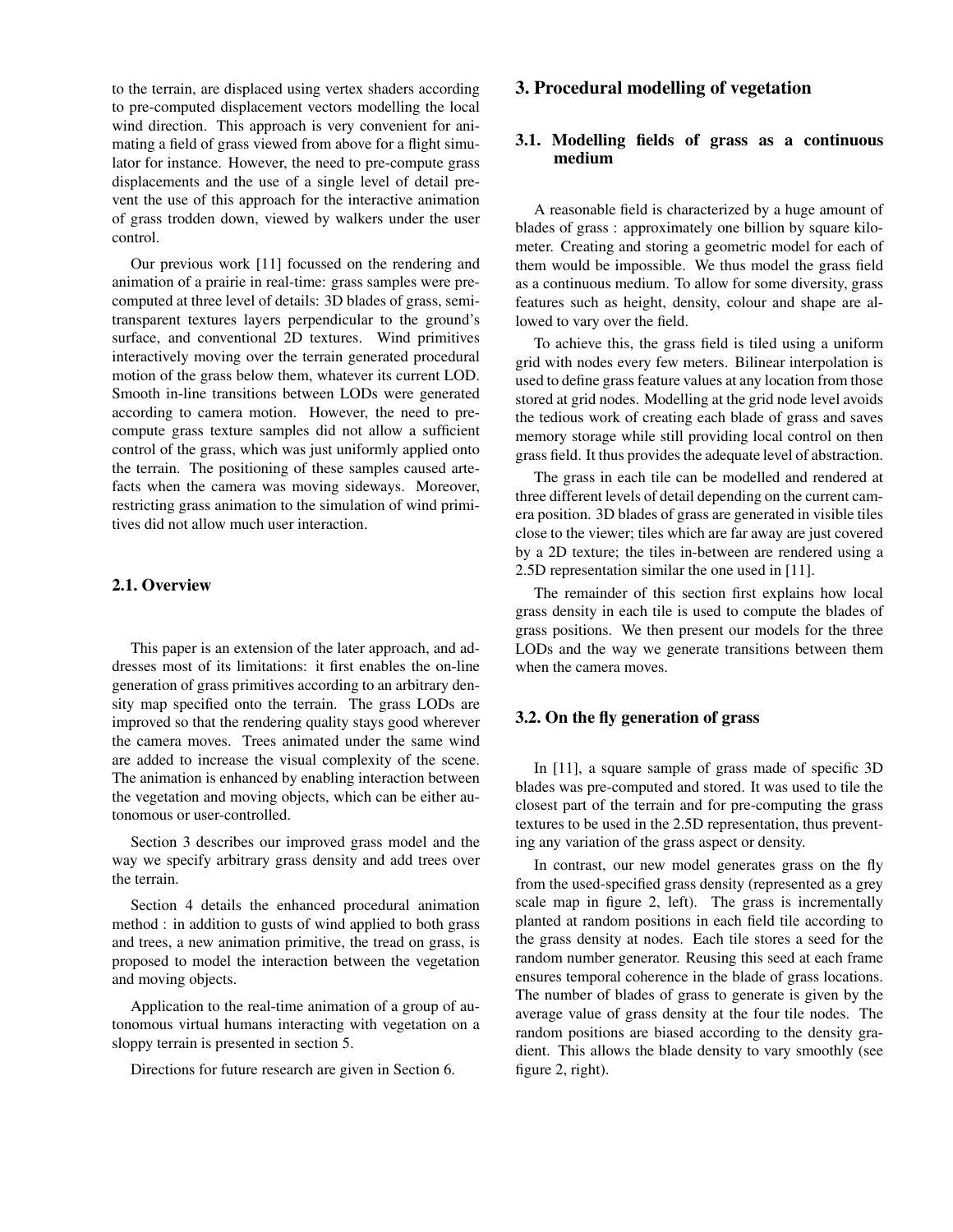to the terrain, are displaced using vertex shaders according to pre-computed displacement vectors modelling the local wind direction. This approach is very convenient for animating a field of grass viewed from above for a flight simulator for instance. However, the need to pre-compute grass displacements and the use of a single level of detail prevent the use of this approach for the interactive animation of grass trodden down, viewed by walkers under the user control.

Our previous work [11] focussed on the rendering and animation of a prairie in real-time: grass samples were precomputed at three level of details: 3D blades of grass, semi-transparent textures layers perpendicular to the ground's surface, and conventional 2D textures. Wind primitives interactively moving over the terrain generated procedural motion of the grass below them, whatever its current LOD. Smooth in-line transitions between LODs were generated according to camera motion. However, the need to pre-compute grass texture samples did not allow a sufficient control of the grass, which was just uniformly applied onto the terrain. The positioning of these samples caused artefacts when the camera was moving sideways. Moreover, restricting grass animation to the simulation of wind primitives did not allow much user interaction.

### 2.1. Overview

This paper is an extension of the later approach, and addresses most of its limitations: it first enables the on-line generation of grass primitives according to an arbitrary density map specified onto the terrain. The grass LODs are improved so that the rendering quality stays good wherever the camera moves. Trees animated under the same wind are added to increase the visual complexity of the scene. The animation is enhanced by enabling interaction between the vegetation and moving objects, which can be either autonomous or user-controlled.

Section 3 describes our improved grass model and the way we specify arbitrary grass density and add trees over the terrain.

Section 4 details the enhanced procedural animation method : in addition to gusts of wind applied to both grass and trees, a new animation primitive, the tread on grass, is proposed to model the interaction between the vegetation and moving objects.

Application to the real-time animation of a group of autonomous virtual humans interacting with vegetation on a sloppy terrain is presented in section 5.

Directions for future research are given in Section 6.

## 3. Procedural modelling of vegetation

### 3.1. Modelling fields of grass as a continuous medium

A reasonable field is characterized by a huge amount of blades of grass : approximately one billion by square kilometer. Creating and storing a geometric model for each of them would be impossible. We thus model the grass field as a continuous medium. To allow for some diversity, grass features such as height, density, colour and shape are allowed to vary over the field.

To achieve this, the grass field is tiled using a uniform grid with nodes every few meters. Bilinear interpolation is used to define grass feature values at any location from those stored at grid nodes. Modelling at the grid node level avoids the tedious work of creating each blade of grass and saves memory storage while still providing local control on then grass field. It thus provides the adequate level of abstraction.

The grass in each tile can be modelled and rendered at three different levels of detail depending on the current camera position. 3D blades of grass are generated in visible tiles close to the viewer; tiles which are far away are just covered by a 2D texture; the tiles in-between are rendered using a 2.5D representation similar the one used in [11].

The remainder of this section first explains how local grass density in each tile is used to compute the blades of grass positions. We then present our models for the three LODs and the way we generate transitions between them when the camera moves.

### 3.2. On the fly generation of grass

In [11], a square sample of grass made of specific 3D blades was pre-computed and stored. It was used to tile the closest part of the terrain and for pre-computing the grass textures to be used in the 2.5D representation, thus preventing any variation of the grass aspect or density.

In contrast, our new model generates grass on the fly from the used-specified grass density (represented as a grey scale map in figure 2, left). The grass is incrementally planted at random positions in each field tile according to the grass density at nodes. Each tile stores a seed for the random number generator. Reusing this seed at each frame ensures temporal coherence in the blade of grass locations. The number of blades of grass to generate is given by the average value of grass density at the four tile nodes. The random positions are biased according to the density gradient. This allows the blade density to vary smoothly (see figure 2, right).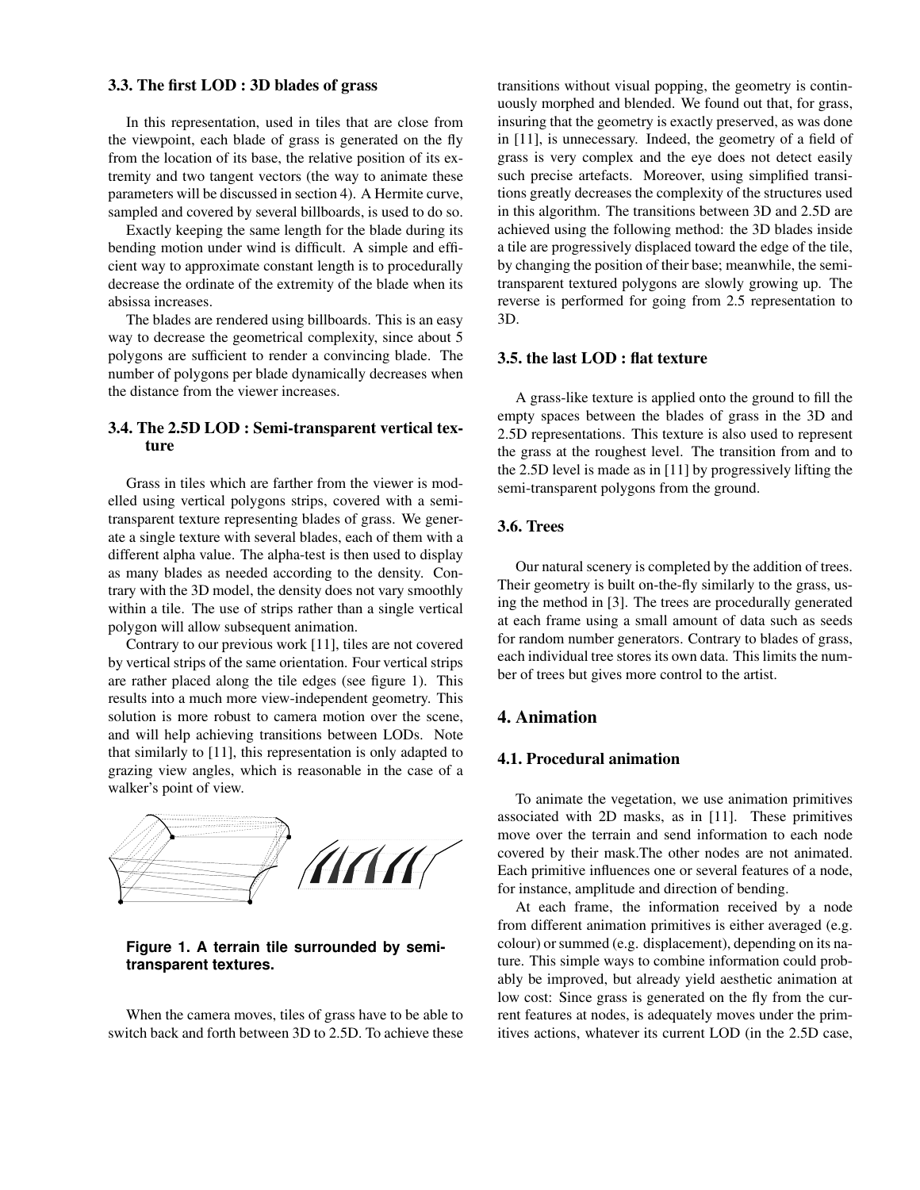### 3.3. The first LOD : 3D blades of grass

In this representation, used in tiles that are close from the viewpoint, each blade of grass is generated on the fly from the location of its base, the relative position of its extremity and two tangent vectors (the way to animate these parameters will be discussed in section 4). A Hermite curve, sampled and covered by several billboards, is used to do so.

Exactly keeping the same length for the blade during its bending motion under wind is difficult. A simple and efficient way to approximate constant length is to procedurally decrease the ordinate of the extremity of the blade when its absissa increases.

The blades are rendered using billboards. This is an easy way to decrease the geometrical complexity, since about 5 polygons are sufficient to render a convincing blade. The number of polygons per blade dynamically decreases when the distance from the viewer increases.

### 3.4. The 2.5D LOD : Semi-transparent vertical texture

Grass in tiles which are farther from the viewer is modelled using vertical polygons strips, covered with a semi-transparent texture representing blades of grass. We generate a single texture with several blades, each of them with a different alpha value. The alpha-test is then used to display as many blades as needed according to the density. Contrary with the 3D model, the density does not vary smoothly within a tile. The use of strips rather than a single vertical polygon will allow subsequent animation.

Contrary to our previous work [11], tiles are not covered by vertical strips of the same orientation. Four vertical strips are rather placed along the tile edges (see figure 1). This results into a much more view-independent geometry. This solution is more robust to camera motion over the scene, and will help achieving transitions between LODs. Note that similarly to [11], this representation is only adapted to grazing view angles, which is reasonable in the case of a walker's point of view.

**Figure 1. A terrain tile surrounded by semi-transparent textures.**

When the camera moves, tiles of grass have to be able to switch back and forth between 3D to 2.5D. To achieve these transitions without visual popping, the geometry is continuously morphed and blended. We found out that, for grass, insuring that the geometry is exactly preserved, as was done in [11], is unnecessary. Indeed, the geometry of a field of grass is very complex and the eye does not detect easily such precise artefacts. Moreover, using simplified transitions greatly decreases the complexity of the structures used in this algorithm. The transitions between 3D and 2.5D are achieved using the following method: the 3D blades inside a tile are progressively displaced toward the edge of the tile, by changing the position of their base; meanwhile, the semi-transparent textured polygons are slowly growing up. The reverse is performed for going from 2.5 representation to 3D.

### 3.5. the last LOD : flat texture

A grass-like texture is applied onto the ground to fill the empty spaces between the blades of grass in the 3D and 2.5D representations. This texture is also used to represent the grass at the roughest level. The transition from and to the 2.5D level is made as in [11] by progressively lifting the semi-transparent polygons from the ground.

### 3.6. Trees

Our natural scenery is completed by the addition of trees. Their geometry is built on-the-fly similarly to the grass, using the method in [3]. The trees are procedurally generated at each frame using a small amount of data such as seeds for random number generators. Contrary to blades of grass, each individual tree stores its own data. This limits the number of trees but gives more control to the artist.

## 4. Animation

### 4.1. Procedural animation

To animate the vegetation, we use animation primitives associated with 2D masks, as in [11]. These primitives move over the terrain and send information to each node covered by their mask.The other nodes are not animated. Each primitive influences one or several features of a node, for instance, amplitude and direction of bending.

At each frame, the information received by a node from different animation primitives is either averaged (e.g. colour) or summed (e.g. displacement), depending on its nature. This simple ways to combine information could probably be improved, but already yield aesthetic animation at low cost: Since grass is generated on the fly from the current features at nodes, is adequately moves under the primitives actions, whatever its current LOD (in the 2.5D case,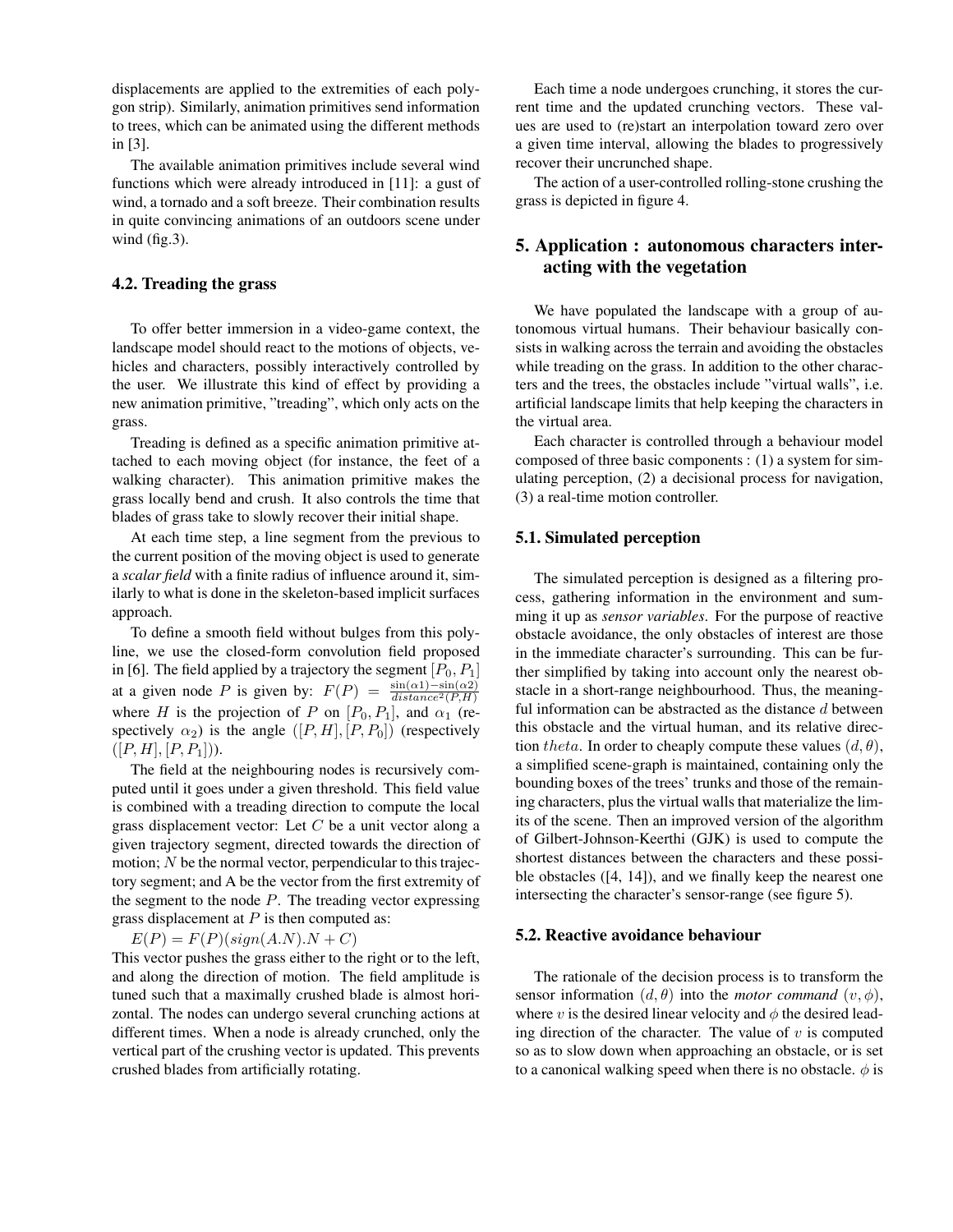displacements are applied to the extremities of each polygon strip). Similarly, animation primitives send information to trees, which can be animated using the different methods in [3].

The available animation primitives include several wind functions which were already introduced in [11]: a gust of wind, a tornado and a soft breeze. Their combination results in quite convincing animations of an outdoors scene under wind (fig.3).

### 4.2. Treading the grass

To offer better immersion in a video-game context, the landscape model should react to the motions of objects, vehicles and characters, possibly interactively controlled by the user. We illustrate this kind of effect by providing a new animation primitive, "treading", which only acts on the grass.

Treading is defined as a specific animation primitive attached to each moving object (for instance, the feet of a walking character). This animation primitive makes the grass locally bend and crush. It also controls the time that blades of grass take to slowly recover their initial shape.

At each time step, a line segment from the previous to the current position of the moving object is used to generate a *scalar field* with a finite radius of influence around it, similarly to what is done in the skeleton-based implicit surfaces approach.

To define a smooth field without bulges from this polyline, we use the closed-form convolution field proposed in [6]. The field applied by a trajectory the segment $[P_0, P_1]$ at a given node $P$ is given by: $F(P) = \frac{\sin(\alpha 1) - \sin(\alpha 2)}{distance^2(P,H)}$ where $H$ is the projection of $P$ on $[P_0, P_1]$, and $\alpha_1$ (respectively $\alpha_2$) is the angle $([P, H], [P, P_0])$ (respectively $([P, H], [P, P_1])$).

The field at the neighbouring nodes is recursively computed until it goes under a given threshold. This field value is combined with a treading direction to compute the local grass displacement vector: Let $C$ be a unit vector along a given trajectory segment, directed towards the direction of motion; $N$ be the normal vector, perpendicular to this trajectory segment; and A be the vector from the first extremity of the segment to the node $P$. The treading vector expressing grass displacement at $P$ is then computed as:

$E(P) = F(P)(sign(A.N).N + C)$

This vector pushes the grass either to the right or to the left, and along the direction of motion. The field amplitude is tuned such that a maximally crushed blade is almost horizontal. The nodes can undergo several crunching actions at different times. When a node is already crunched, only the vertical part of the crushing vector is updated. This prevents crushed blades from artificially rotating.

Each time a node undergoes crunching, it stores the current time and the updated crunching vectors. These values are used to (re)start an interpolation toward zero over a given time interval, allowing the blades to progressively recover their uncrunched shape.

The action of a user-controlled rolling-stone crushing the grass is depicted in figure 4.

## 5. Application : autonomous characters interacting with the vegetation

We have populated the landscape with a group of autonomous virtual humans. Their behaviour basically consists in walking across the terrain and avoiding the obstacles while treading on the grass. In addition to the other characters and the trees, the obstacles include "virtual walls", i.e. artificial landscape limits that help keeping the characters in the virtual area.

Each character is controlled through a behaviour model composed of three basic components : (1) a system for simulating perception, (2) a decisional process for navigation, (3) a real-time motion controller.

### 5.1. Simulated perception

The simulated perception is designed as a filtering process, gathering information in the environment and summing it up as *sensor variables*. For the purpose of reactive obstacle avoidance, the only obstacles of interest are those in the immediate character's surrounding. This can be further simplified by taking into account only the nearest obstacle in a short-range neighbourhood. Thus, the meaningful information can be abstracted as the distance $d$ between this obstacle and the virtual human, and its relative direction $theta$. In order to cheaply compute these values $(d, \theta)$, a simplified scene-graph is maintained, containing only the bounding boxes of the trees' trunks and those of the remaining characters, plus the virtual walls that materialize the limits of the scene. Then an improved version of the algorithm of Gilbert-Johnson-Keerthi (GJK) is used to compute the shortest distances between the characters and these possible obstacles ([4, 14]), and we finally keep the nearest one intersecting the character's sensor-range (see figure 5).

### 5.2. Reactive avoidance behaviour

The rationale of the decision process is to transform the sensor information $(d, \theta)$ into the *motor command* $(v, \phi)$, where $v$ is the desired linear velocity and $\phi$ the desired leading direction of the character. The value of $v$ is computed so as to slow down when approaching an obstacle, or is set to a canonical walking speed when there is no obstacle. $\phi$ is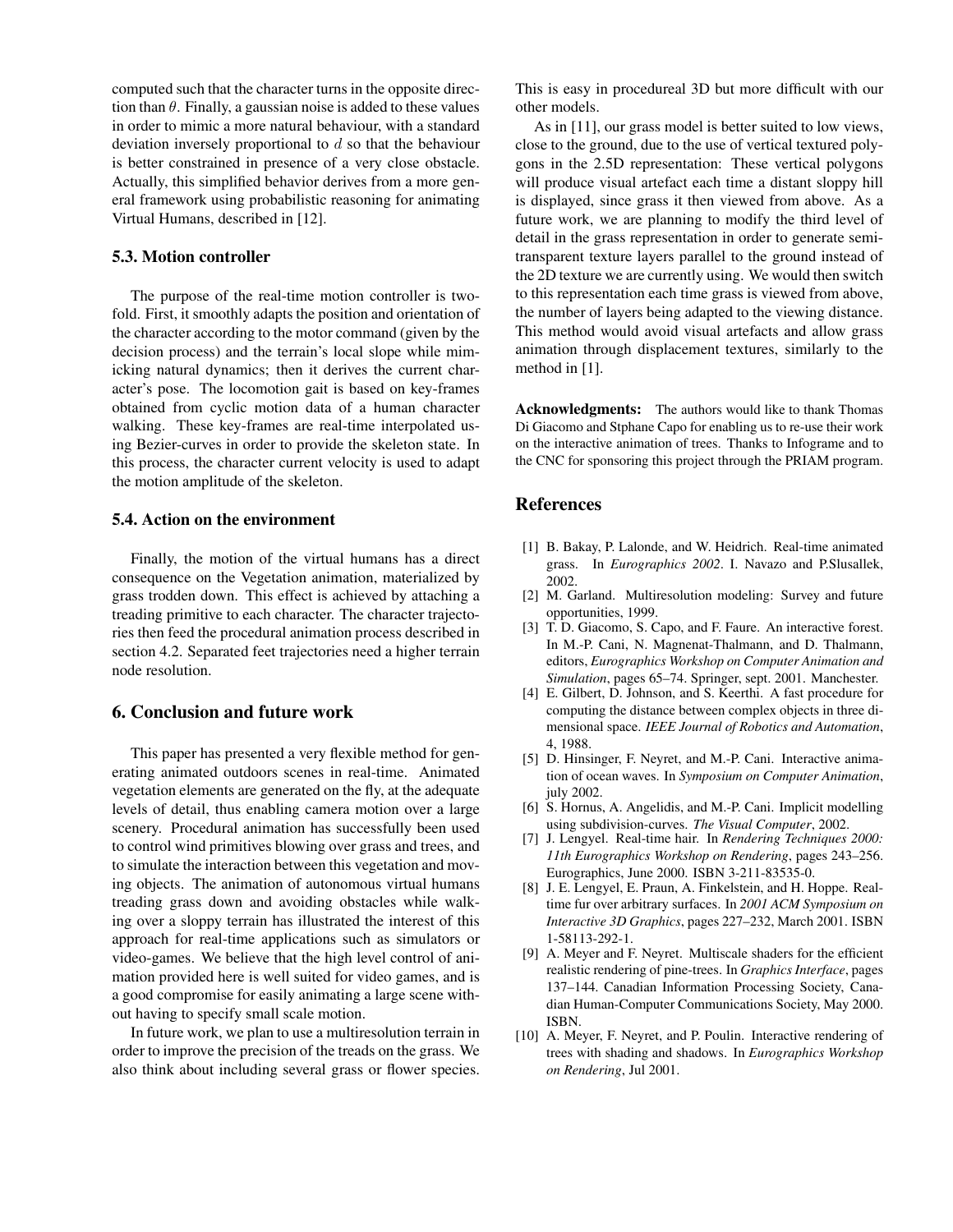computed such that the character turns in the opposite direction than $\theta$. Finally, a gaussian noise is added to these values in order to mimic a more natural behaviour, with a standard deviation inversely proportional to $d$ so that the behaviour is better constrained in presence of a very close obstacle. Actually, this simplified behavior derives from a more general framework using probabilistic reasoning for animating Virtual Humans, described in [12].

### 5.3. Motion controller

The purpose of the real-time motion controller is twofold. First, it smoothly adapts the position and orientation of the character according to the motor command (given by the decision process) and the terrain's local slope while mimicking natural dynamics; then it derives the current character's pose. The locomotion gait is based on key-frames obtained from cyclic motion data of a human character walking. These key-frames are real-time interpolated using Bezier-curves in order to provide the skeleton state. In this process, the character current velocity is used to adapt the motion amplitude of the skeleton.

### 5.4. Action on the environment

Finally, the motion of the virtual humans has a direct consequence on the Vegetation animation, materialized by grass trodden down. This effect is achieved by attaching a treading primitive to each character. The character trajectories then feed the procedural animation process described in section 4.2. Separated feet trajectories need a higher terrain node resolution.

## 6. Conclusion and future work

This paper has presented a very flexible method for generating animated outdoors scenes in real-time. Animated vegetation elements are generated on the fly, at the adequate levels of detail, thus enabling camera motion over a large scenery. Procedural animation has successfully been used to control wind primitives blowing over grass and trees, and to simulate the interaction between this vegetation and moving objects. The animation of autonomous virtual humans treading grass down and avoiding obstacles while walking over a sloppy terrain has illustrated the interest of this approach for real-time applications such as simulators or video-games. We believe that the high level control of animation provided here is well suited for video games, and is a good compromise for easily animating a large scene without having to specify small scale motion.

In future work, we plan to use a multiresolution terrain in order to improve the precision of the treads on the grass. We also think about including several grass or flower species. This is easy in procedureal 3D but more difficult with our other models.

As in [11], our grass model is better suited to low views, close to the ground, due to the use of vertical textured polygons in the 2.5D representation: These vertical polygons will produce visual artefact each time a distant sloppy hill is displayed, since grass it then viewed from above. As a future work, we are planning to modify the third level of detail in the grass representation in order to generate semi-transparent texture layers parallel to the ground instead of the 2D texture we are currently using. We would then switch to this representation each time grass is viewed from above, the number of layers being adapted to the viewing distance. This method would avoid visual artefacts and allow grass animation through displacement textures, similarly to the method in [1].

**Acknowledgments:** The authors would like to thank Thomas Di Giacomo and Stphane Capo for enabling us to re-use their work on the interactive animation of trees. Thanks to Infograme and to the CNC for sponsoring this project through the PRIAM program.

## References

[1] B. Bakay, P. Lalonde, and W. Heidrich. Real-time animated grass. In *Eurographics 2002*. I. Navazo and P.Slusallek, 2002.

[2] M. Garland. Multiresolution modeling: Survey and future opportunities, 1999.

[3] T. D. Giacomo, S. Capo, and F. Faure. An interactive forest. In M.-P. Cani, N. Magnenat-Thalmann, and D. Thalmann, editors, *Eurographics Workshop on Computer Animation and Simulation*, pages 65–74. Springer, sept. 2001. Manchester.

[4] E. Gilbert, D. Johnson, and S. Keerthi. A fast procedure for computing the distance between complex objects in three dimensional space. *IEEE Journal of Robotics and Automation*, 4, 1988.

[5] D. Hinsinger, F. Neyret, and M.-P. Cani. Interactive animation of ocean waves. In *Symposium on Computer Animation*, july 2002.

[6] S. Hornus, A. Angelidis, and M.-P. Cani. Implicit modelling using subdivision-curves. *The Visual Computer*, 2002.

[7] J. Lengyel. Real-time hair. In *Rendering Techniques 2000: 11th Eurographics Workshop on Rendering*, pages 243–256. Eurographics, June 2000. ISBN 3-211-83535-0.

[8] J. E. Lengyel, E. Praun, A. Finkelstein, and H. Hoppe. Real-time fur over arbitrary surfaces. In *2001 ACM Symposium on Interactive 3D Graphics*, pages 227–232, March 2001. ISBN 1-58113-292-1.

[9] A. Meyer and F. Neyret. Multiscale shaders for the efficient realistic rendering of pine-trees. In *Graphics Interface*, pages 137–144. Canadian Information Processing Society, Canadian Human-Computer Communications Society, May 2000. ISBN.

[10] A. Meyer, F. Neyret, and P. Poulin. Interactive rendering of trees with shading and shadows. In *Eurographics Workshop on Rendering*, Jul 2001.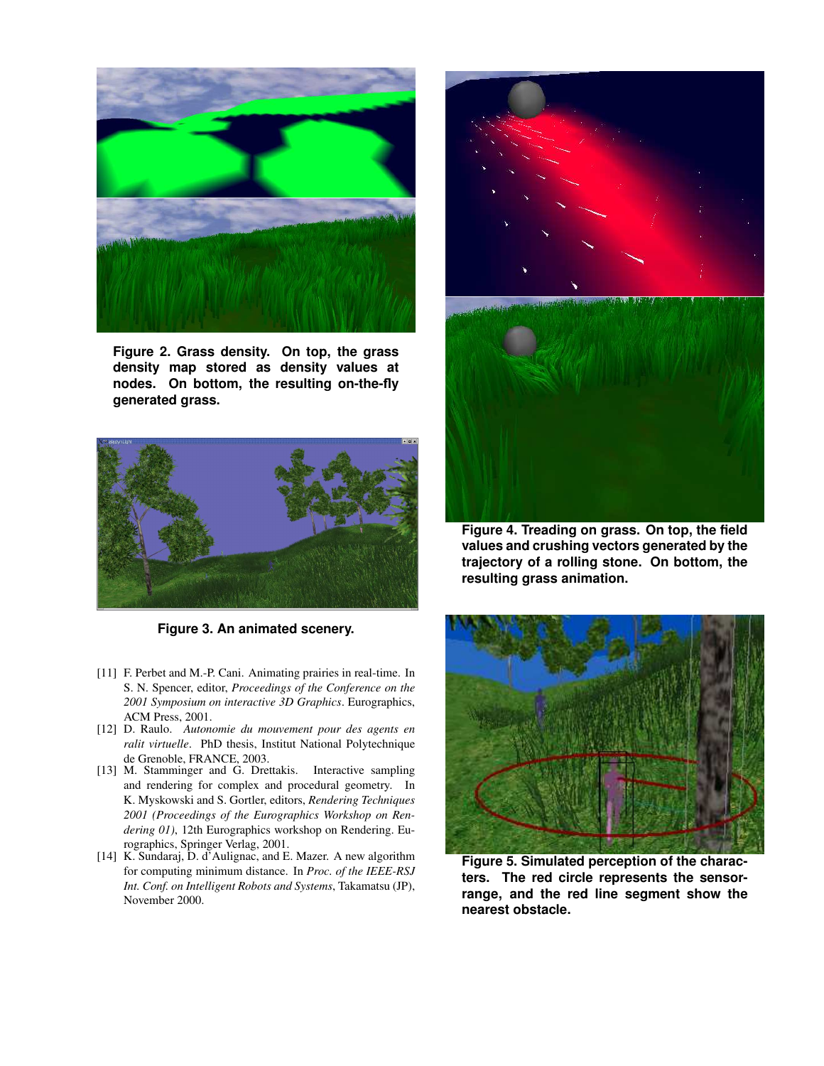Figure 2. Grass density. On top, the grass density map stored as density values at nodes. On bottom, the resulting on-the-fly generated grass.

Figure 3. An animated scenery.

[11] F. Perbet and M.-P. Cani. Animating prairies in real-time. In S. N. Spencer, editor, *Proceedings of the Conference on the 2001 Symposium on interactive 3D Graphics*. Eurographics, ACM Press, 2001.

[12] D. Raulo. *Autonomie du mouvement pour des agents en ralit virtuelle*. PhD thesis, Institut National Polytechnique de Grenoble, FRANCE, 2003.

[13] M. Stamminger and G. Drettakis. Interactive sampling and rendering for complex and procedural geometry. In K. Myskowski and S. Gortler, editors, *Rendering Techniques 2001 (Proceedings of the Eurographics Workshop on Rendering 01)*, 12th Eurographics workshop on Rendering. Eurographics, Springer Verlag, 2001.

[14] K. Sundaraj, D. d'Aulignac, and E. Mazer. A new algorithm for computing minimum distance. In *Proc. of the IEEE-RSJ Int. Conf. on Intelligent Robots and Systems*, Takamatsu (JP), November 2000.

Figure 4. Treading on grass. On top, the field values and crushing vectors generated by the trajectory of a rolling stone. On bottom, the resulting grass animation.

Figure 5. Simulated perception of the characters. The red circle represents the sensor-range, and the red line segment show the nearest obstacle.